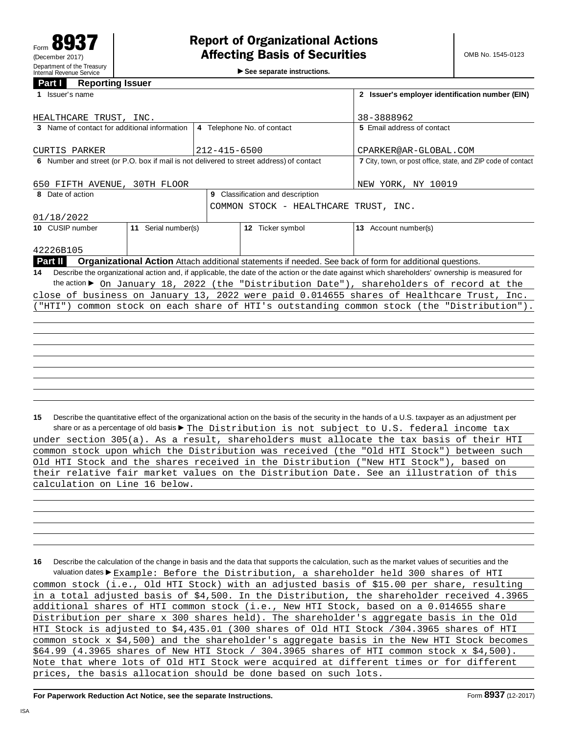Form **8937**
(December 2017)
Department of the Treasury
Internal Revenue Service

# Report of Organizational Actions Affecting Basis of Securities

► See separate instructions.

OMB No. 1545-0123

## Part I Reporting Issuer

| 1 Issuer's name | | | | 2 Issuer's employer identification number (EIN) |
|---|---|---|---|---|
| HEALTHCARE TRUST, INC. | | | | 38-3888962 |
| 3 Name of contact for additional information | | 4 Telephone No. of contact | | 5 Email address of contact |
| CURTIS PARKER | | 212-415-6500 | | CPARKER@AR-GLOBAL.COM |
| 6 Number and street (or P.O. box if mail is not delivered to street address) of contact | | | | 7 City, town, or post office, state, and ZIP code of contact |
| 650 FIFTH AVENUE, 30TH FLOOR | | | | NEW YORK, NY 10019 |
| 8 Date of action | | 9 Classification and description | | |
| 01/18/2022 | | COMMON STOCK - HEALTHCARE TRUST, INC. | | |
| 10 CUSIP number | 11 Serial number(s) | | 12 Ticker symbol | 13 Account number(s) |
| 42226B105 | | | | |

## Part II Organizational Action

Attach additional statements if needed. See back of form for additional questions.

**14** Describe the organizational action and, if applicable, the date of the action or the date against which shareholders' ownership is measured for the action ► On January 18, 2022 (the "Distribution Date"), shareholders of record at the close of business on January 13, 2022 were paid 0.014655 shares of Healthcare Trust, Inc. ("HTI") common stock on each share of HTI's outstanding common stock (the "Distribution").

**15** Describe the quantitative effect of the organizational action on the basis of the security in the hands of a U.S. taxpayer as an adjustment per share or as a percentage of old basis ► The Distribution is not subject to U.S. federal income tax under section 305(a). As a result, shareholders must allocate the tax basis of their HTI common stock upon which the Distribution was received (the "Old HTI Stock") between such Old HTI Stock and the shares received in the Distribution ("New HTI Stock"), based on their relative fair market values on the Distribution Date. See an illustration of this calculation on Line 16 below.

**16** Describe the calculation of the change in basis and the data that supports the calculation, such as the market values of securities and the valuation dates ► Example: Before the Distribution, a shareholder held 300 shares of HTI common stock (i.e., Old HTI Stock) with an adjusted basis of $15.00 per share, resulting in a total adjusted basis of $4,500. In the Distribution, the shareholder received 4.3965 additional shares of HTI common stock (i.e., New HTI Stock, based on a 0.014655 share Distribution per share x 300 shares held). The shareholder's aggregate basis in the Old HTI Stock is adjusted to $4,435.01 (300 shares of Old HTI Stock /304.3965 shares of HTI common stock x $4,500) and the shareholder's aggregate basis in the New HTI Stock becomes $64.99 (4.3965 shares of New HTI Stock / 304.3965 shares of HTI common stock x $4,500). Note that where lots of Old HTI Stock were acquired at different times or for different prices, the basis allocation should be done based on such lots.

**For Paperwork Reduction Act Notice, see the separate Instructions.** Form **8937** (12-2017)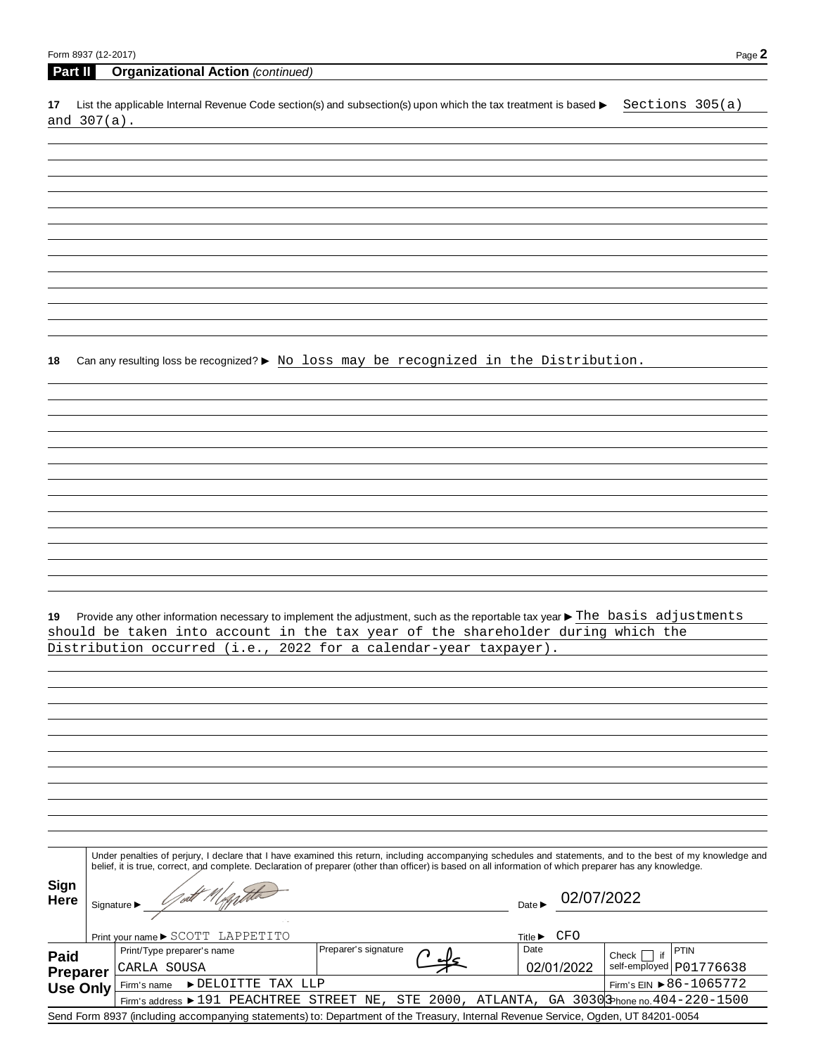Form 8937 (12-2017)

**Part II** **Organizational Action** *(continued)*

**17** List the applicable Internal Revenue Code section(s) and subsection(s) upon which the tax treatment is based ▶ Sections 305(a) and 307(a).

**18** Can any resulting loss be recognized? ▶ No loss may be recognized in the Distribution.

**19** Provide any other information necessary to implement the adjustment, such as the reportable tax year ▶ The basis adjustments should be taken into account in the tax year of the shareholder during which the Distribution occurred (i.e., 2022 for a calendar-year taxpayer).

**Sign Here**

Under penalties of perjury, I declare that I have examined this return, including accompanying schedules and statements, and to the best of my knowledge and belief, it is true, correct, and complete. Declaration of preparer (other than officer) is based on all information of which preparer has any knowledge.

Signature ▶ [signature] Date ▶ 02/07/2022

Print your name ▶ SCOTT LAPPETITO Title ▶ CFO

**Paid Preparer Use Only**

| Print/Type preparer's name | Preparer's signature | Date | Check ☐ if self-employed | PTIN |
|---|---|---|---|---|
| CARLA SOUSA | [signature] | 02/01/2022 | | P01776638 |

Firm's name ▶ DELOITTE TAX LLP Firm's EIN ▶ 86-1065772

Firm's address ▶ 191 PEACHTREE STREET NE, STE 2000, ATLANTA, GA 30303 Phone no. 404-220-1500

Send Form 8937 (including accompanying statements) to: Department of the Treasury, Internal Revenue Service, Ogden, UT 84201-0054